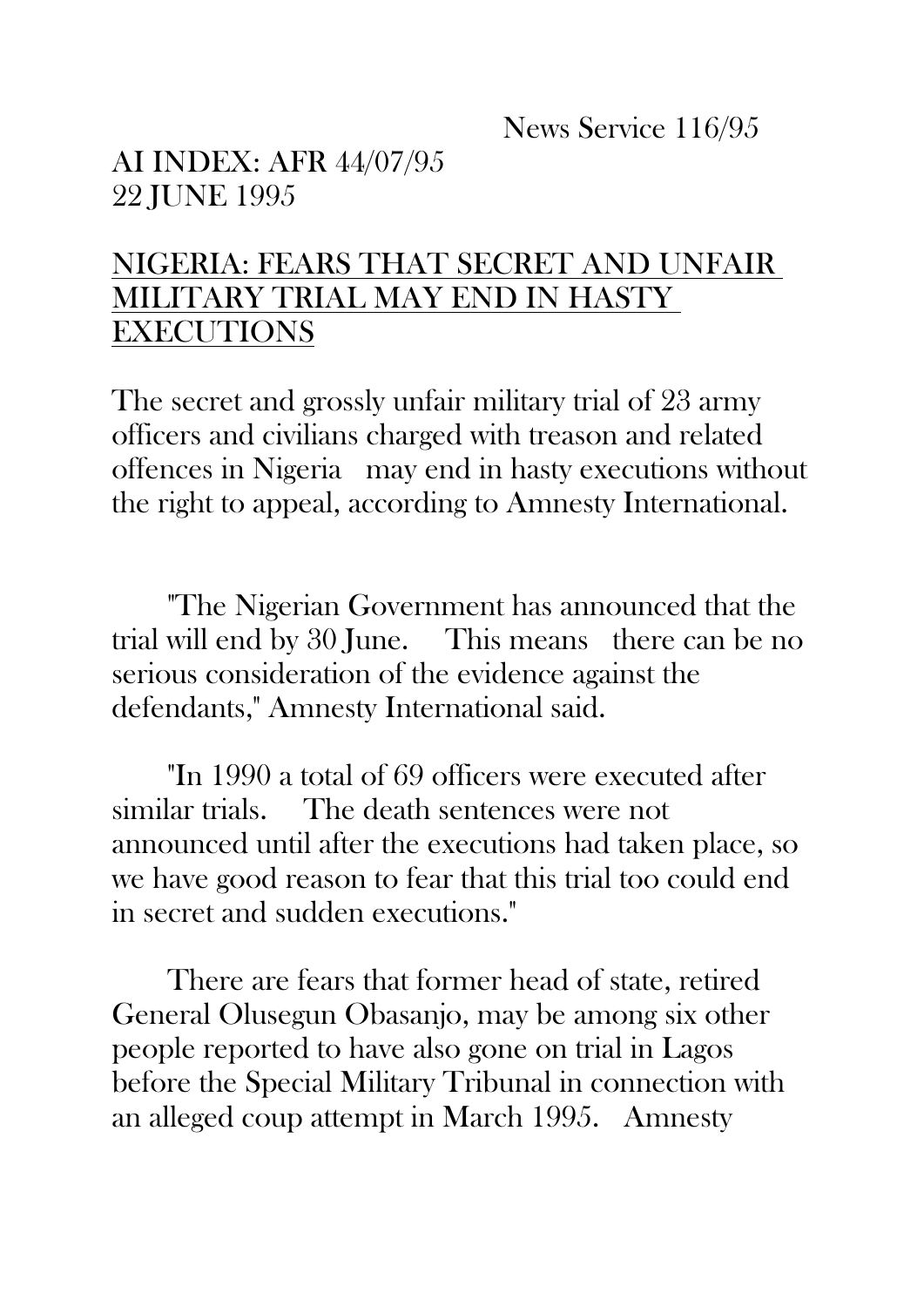News Service 116/95

AI INDEX: AFR 44/07/95
22 JUNE 1995

# NIGERIA: FEARS THAT SECRET AND UNFAIR MILITARY TRIAL MAY END IN HASTY EXECUTIONS

The secret and grossly unfair military trial of 23 army officers and civilians charged with treason and related offences in Nigeria may end in hasty executions without the right to appeal, according to Amnesty International.

"The Nigerian Government has announced that the trial will end by 30 June. This means there can be no serious consideration of the evidence against the defendants," Amnesty International said.

"In 1990 a total of 69 officers were executed after similar trials. The death sentences were not announced until after the executions had taken place, so we have good reason to fear that this trial too could end in secret and sudden executions."

There are fears that former head of state, retired General Olusegun Obasanjo, may be among six other people reported to have also gone on trial in Lagos before the Special Military Tribunal in connection with an alleged coup attempt in March 1995. Amnesty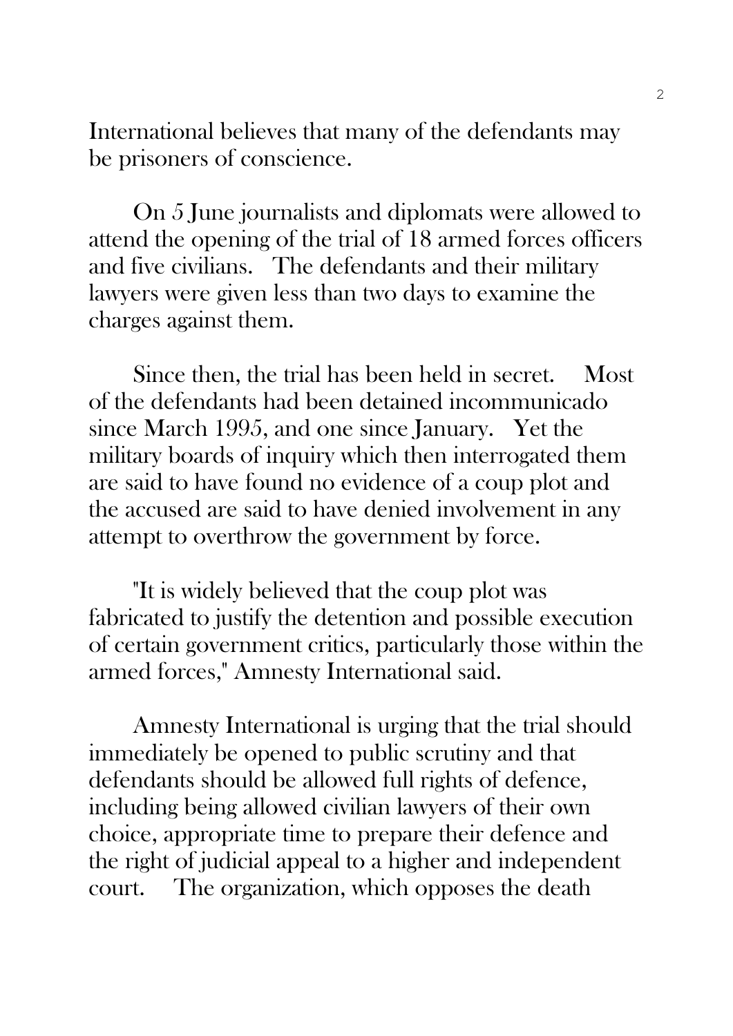International believes that many of the defendants may be prisoners of conscience.

On 5 June journalists and diplomats were allowed to attend the opening of the trial of 18 armed forces officers and five civilians. The defendants and their military lawyers were given less than two days to examine the charges against them.

Since then, the trial has been held in secret. Most of the defendants had been detained incommunicado since March 1995, and one since January. Yet the military boards of inquiry which then interrogated them are said to have found no evidence of a coup plot and the accused are said to have denied involvement in any attempt to overthrow the government by force.

"It is widely believed that the coup plot was fabricated to justify the detention and possible execution of certain government critics, particularly those within the armed forces," Amnesty International said.

Amnesty International is urging that the trial should immediately be opened to public scrutiny and that defendants should be allowed full rights of defence, including being allowed civilian lawyers of their own choice, appropriate time to prepare their defence and the right of judicial appeal to a higher and independent court. The organization, which opposes the death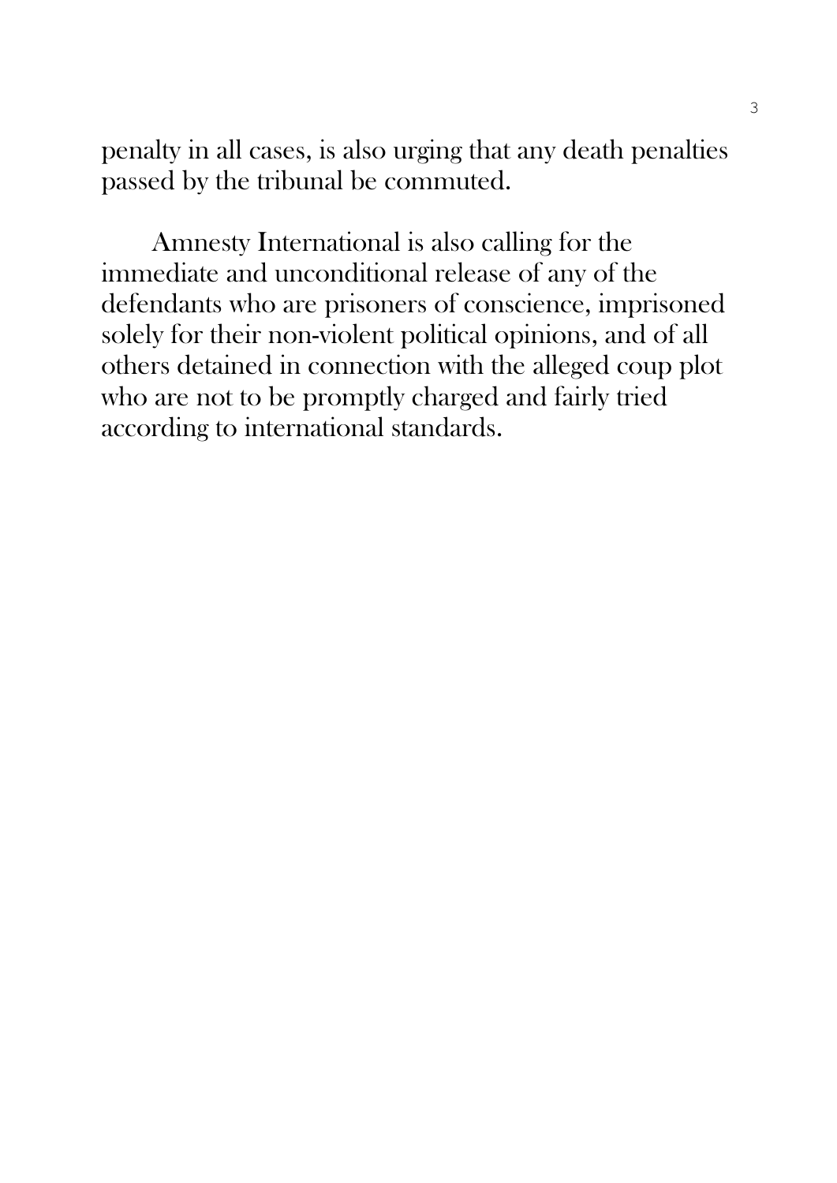penalty in all cases, is also urging that any death penalties passed by the tribunal be commuted.

Amnesty International is also calling for the immediate and unconditional release of any of the defendants who are prisoners of conscience, imprisoned solely for their non-violent political opinions, and of all others detained in connection with the alleged coup plot who are not to be promptly charged and fairly tried according to international standards.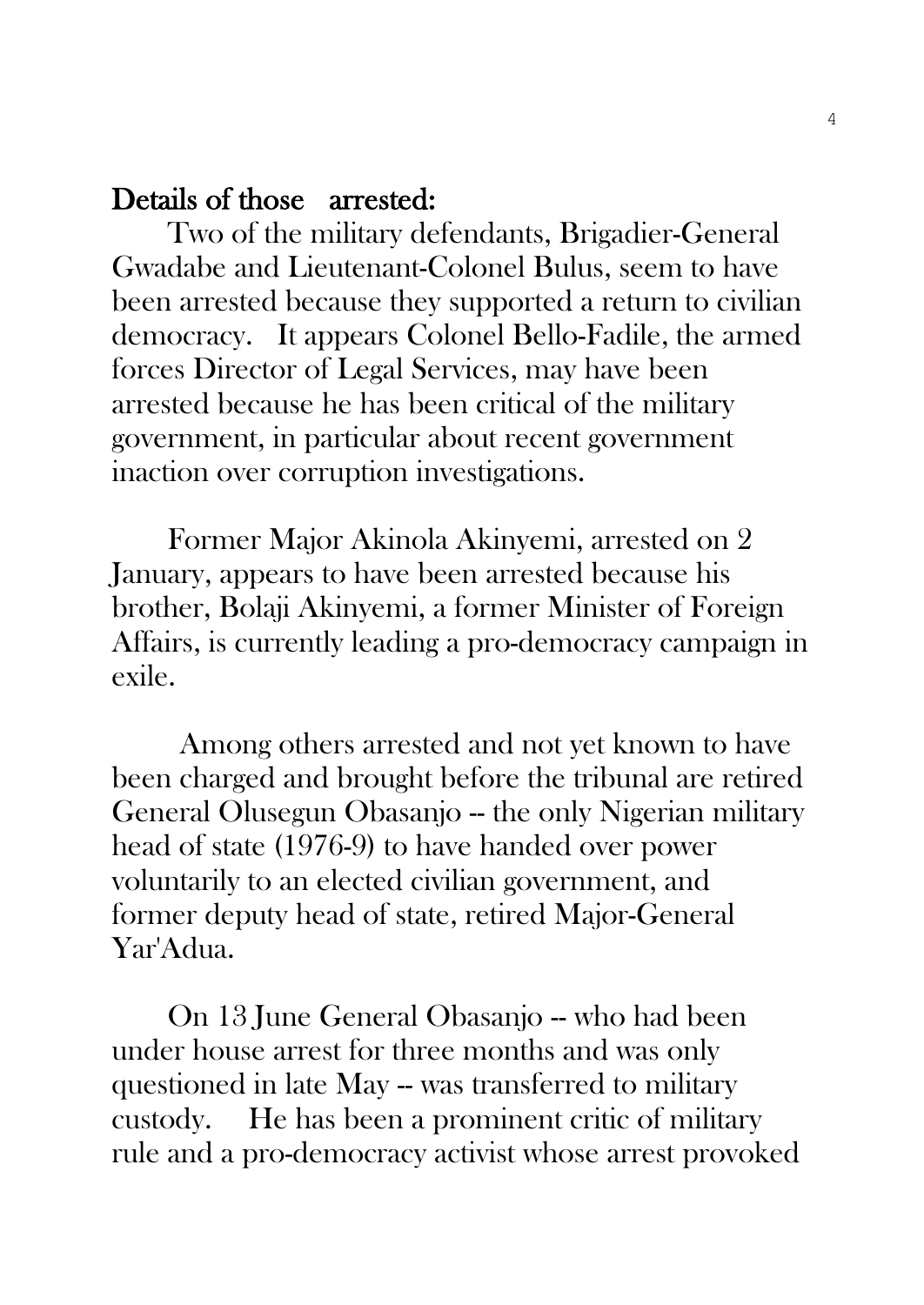**Details of those arrested:**

Two of the military defendants, Brigadier-General Gwadabe and Lieutenant-Colonel Bulus, seem to have been arrested because they supported a return to civilian democracy. It appears Colonel Bello-Fadile, the armed forces Director of Legal Services, may have been arrested because he has been critical of the military government, in particular about recent government inaction over corruption investigations.

Former Major Akinola Akinyemi, arrested on 2 January, appears to have been arrested because his brother, Bolaji Akinyemi, a former Minister of Foreign Affairs, is currently leading a pro-democracy campaign in exile.

Among others arrested and not yet known to have been charged and brought before the tribunal are retired General Olusegun Obasanjo -- the only Nigerian military head of state (1976-9) to have handed over power voluntarily to an elected civilian government, and former deputy head of state, retired Major-General Yar'Adua.

On 13 June General Obasanjo -- who had been under house arrest for three months and was only questioned in late May -- was transferred to military custody. He has been a prominent critic of military rule and a pro-democracy activist whose arrest provoked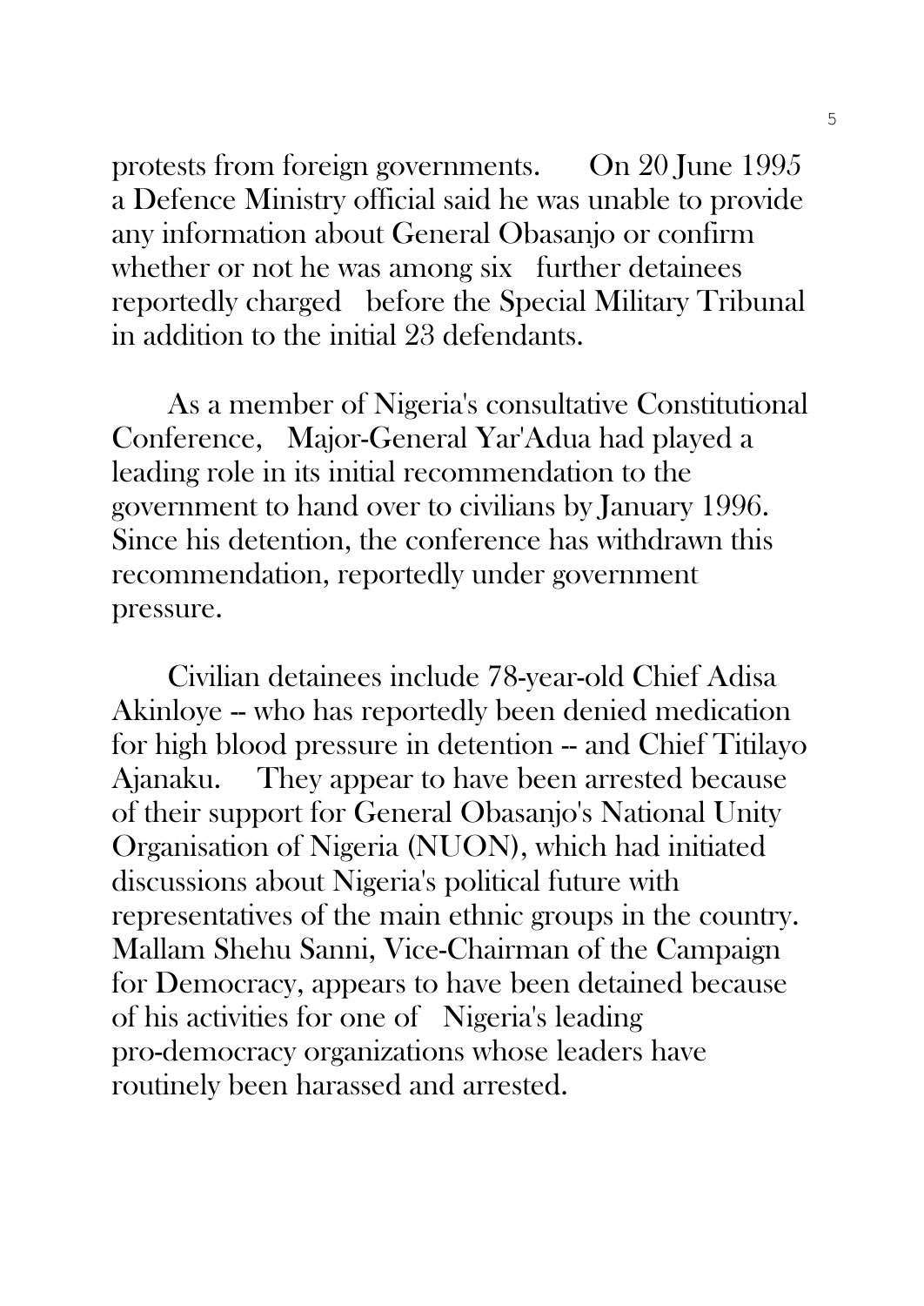protests from foreign governments. On 20 June 1995 a Defence Ministry official said he was unable to provide any information about General Obasanjo or confirm whether or not he was among six further detainees reportedly charged before the Special Military Tribunal in addition to the initial 23 defendants.

As a member of Nigeria's consultative Constitutional Conference, Major-General Yar'Adua had played a leading role in its initial recommendation to the government to hand over to civilians by January 1996. Since his detention, the conference has withdrawn this recommendation, reportedly under government pressure.

Civilian detainees include 78-year-old Chief Adisa Akinloye -- who has reportedly been denied medication for high blood pressure in detention -- and Chief Titilayo Ajanaku. They appear to have been arrested because of their support for General Obasanjo's National Unity Organisation of Nigeria (NUON), which had initiated discussions about Nigeria's political future with representatives of the main ethnic groups in the country. Mallam Shehu Sanni, Vice-Chairman of the Campaign for Democracy, appears to have been detained because of his activities for one of Nigeria's leading pro-democracy organizations whose leaders have routinely been harassed and arrested.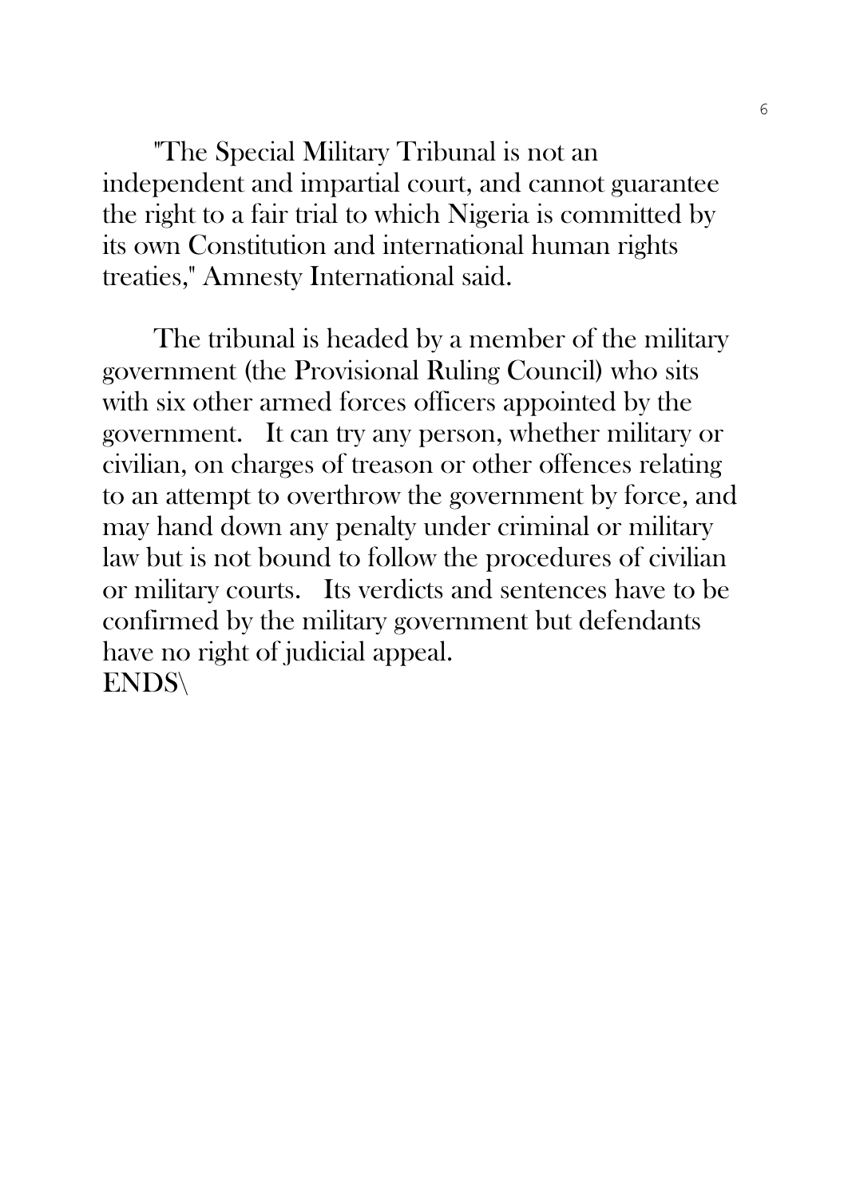"The Special Military Tribunal is not an independent and impartial court, and cannot guarantee the right to a fair trial to which Nigeria is committed by its own Constitution and international human rights treaties," Amnesty International said.

The tribunal is headed by a member of the military government (the Provisional Ruling Council) who sits with six other armed forces officers appointed by the government. It can try any person, whether military or civilian, on charges of treason or other offences relating to an attempt to overthrow the government by force, and may hand down any penalty under criminal or military law but is not bound to follow the procedures of civilian or military courts. Its verdicts and sentences have to be confirmed by the military government but defendants have no right of judicial appeal.

ENDS\